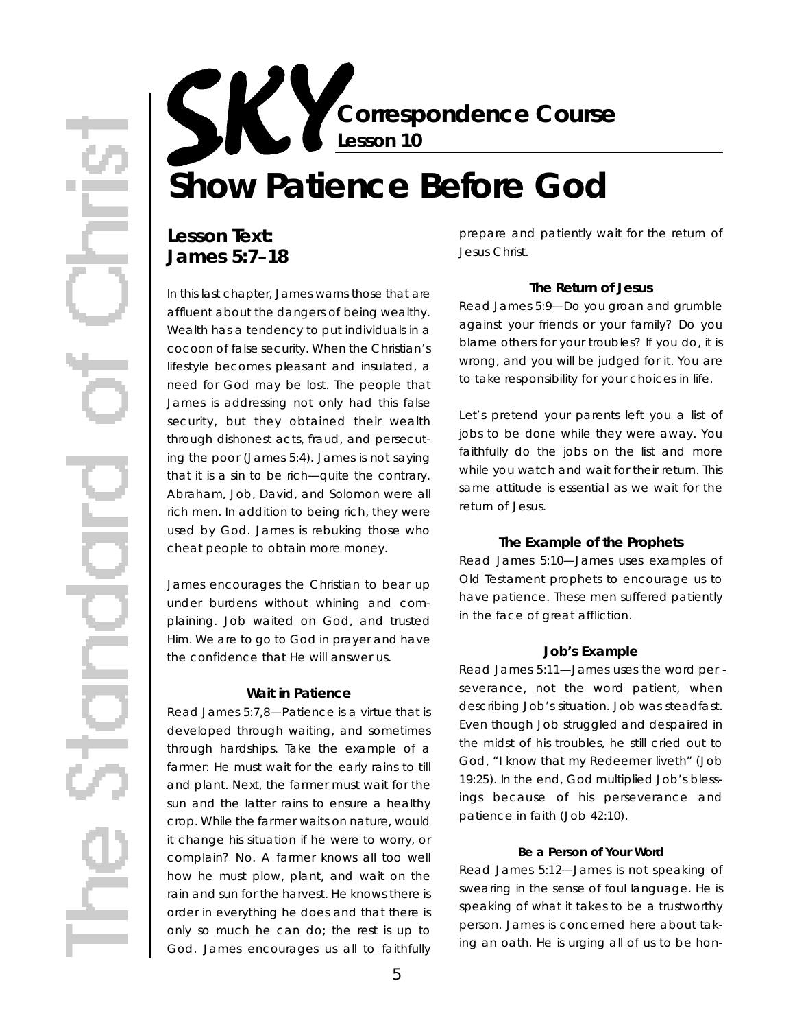# SKY Correspondence Course

**Lesson 10**

# Show Patience Before God

## Lesson Text: James 5:7–18

In this last chapter, James warns those that are affluent about the dangers of being wealthy. Wealth has a tendency to put individuals in a cocoon of false security. When the Christian's lifestyle becomes pleasant and insulated, a need for God may be lost. The people that James is addressing not only had this false security, but they obtained their wealth through dishonest acts, fraud, and persecuting the poor (James 5:4). James is not saying that it is a sin to be rich—quite the contrary. Abraham, Job, David, and Solomon were all rich men. In addition to being rich, they were used by God. James is rebuking those who cheat people to obtain more money.

James encourages the Christian to bear up under burdens without whining and complaining. Job waited on God, and trusted Him. We are to go to God in prayer and have the confidence that He will answer us.

#### Wait in Patience

Read James 5:7,8—Patience is a virtue that is developed through waiting, and sometimes through hardships. Take the example of a farmer: He must wait for the early rains to till and plant. Next, the farmer must wait for the sun and the latter rains to ensure a healthy crop. While the farmer waits on nature, would it change his situation if he were to worry, or complain? No. A farmer knows all too well how he must plow, plant, and wait on the rain and sun for the harvest. He knows there is order in everything he does and that there is only so much he can do; the rest is up to God. James encourages us all to faithfully prepare and patiently wait for the return of Jesus Christ.

#### The Return of Jesus

Read James 5:9—Do you groan and grumble against your friends or your family? Do you blame others for your troubles? If you do, it is wrong, and you will be judged for it. You are to take responsibility for your choices in life.

Let's pretend your parents left you a list of jobs to be done while they were away. You faithfully do the jobs on the list and more while you watch and wait for their return. This same attitude is essential as we wait for the return of Jesus.

#### The Example of the Prophets

Read James 5:10—James uses examples of Old Testament prophets to encourage us to have patience. These men suffered patiently in the face of great affliction.

#### Job's Example

Read James 5:11—James uses the word perseverance, not the word patient, when describing Job's situation. Job was steadfast. Even though Job struggled and despaired in the midst of his troubles, he still cried out to God, "I know that my Redeemer liveth" (Job 19:25). In the end, God multiplied Job's blessings because of his perseverance and patience in faith (Job 42:10).

#### Be a Person of Your Word

Read James 5:12—James is not speaking of swearing in the sense of foul language. He is speaking of what it takes to be a trustworthy person. James is concerned here about taking an oath. He is urging all of us to be hon-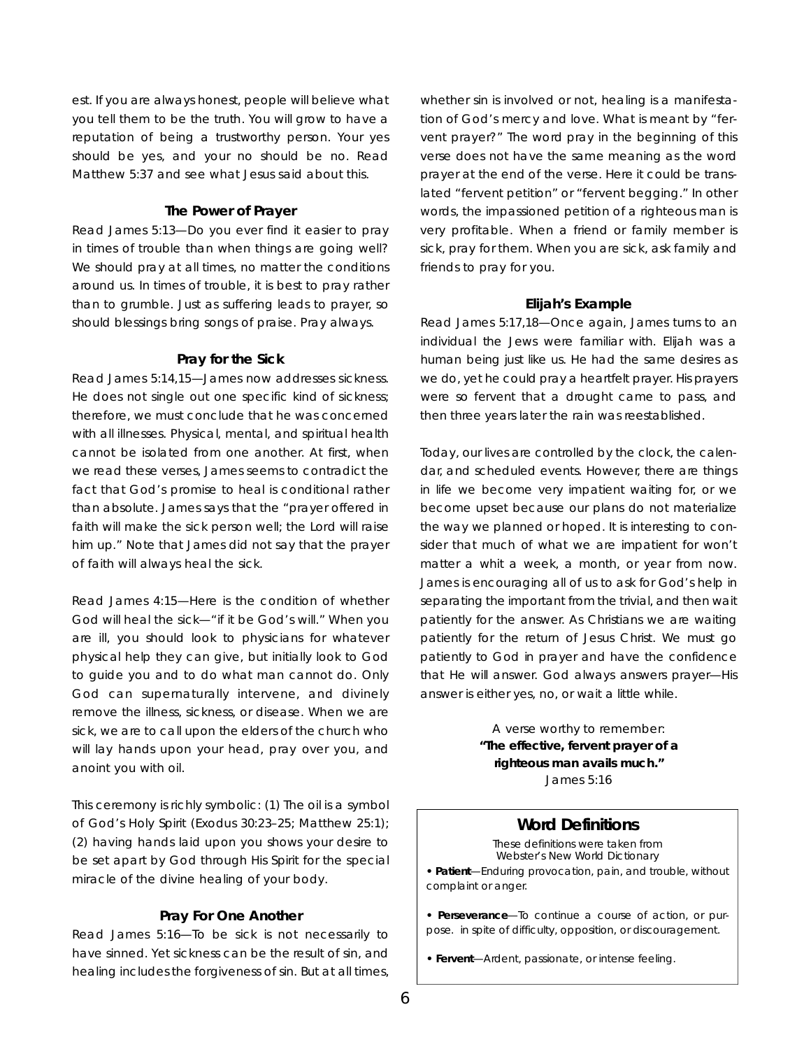est. If you are always honest, people will believe what you tell them to be the truth. You will grow to have a reputation of being a trustworthy person. Your yes should be yes, and your no should be no. Read Matthew 5:37 and see what Jesus said about this.

### The Power of Prayer

Read James 5:13—Do you ever find it easier to pray in times of trouble than when things are going well? We should pray at all times, no matter the conditions around us. In times of trouble, it is best to pray rather than to grumble. Just as suffering leads to prayer, so should blessings bring songs of praise. Pray always.

### Pray for the Sick

Read James 5:14,15—James now addresses sickness. He does not single out one specific kind of sickness; therefore, we must conclude that he was concerned with all illnesses. Physical, mental, and spiritual health cannot be isolated from one another. At first, when we read these verses, James seems to contradict the fact that God's promise to heal is conditional rather than absolute. James says that the "prayer offered in faith will make the sick person well; the Lord will raise him up." Note that James did not say that the prayer of faith will always heal the sick.

Read James 4:15—Here is the condition of whether God will heal the sick—"if it be God's will." When you are ill, you should look to physicians for whatever physical help they can give, but initially look to God to guide you and to do what man cannot do. Only God can supernaturally intervene, and divinely remove the illness, sickness, or disease. When we are sick, we are to call upon the elders of the church who will lay hands upon your head, pray over you, and anoint you with oil.

This ceremony is richly symbolic: (1) The oil is a symbol of God's Holy Spirit (Exodus 30:23–25; Matthew 25:1); (2) having hands laid upon you shows your desire to be set apart by God through His Spirit for the special miracle of the divine healing of your body.

### Pray For One Another

Read James 5:16—To be sick is not necessarily to have sinned. Yet sickness can be the result of sin, and healing includes the forgiveness of sin. But at all times, whether sin is involved or not, healing is a manifestation of God's mercy and love. What is meant by "fervent prayer?" The word pray in the beginning of this verse does not have the same meaning as the word prayer at the end of the verse. Here it could be translated "fervent petition" or "fervent begging." In other words, the impassioned petition of a righteous man is very profitable. When a friend or family member is sick, pray for them. When you are sick, ask family and friends to pray for you.

### Elijah's Example

Read James 5:17,18—Once again, James turns to an individual the Jews were familiar with. Elijah was a human being just like us. He had the same desires as we do, yet he could pray a heartfelt prayer. His prayers were so fervent that a drought came to pass, and then three years later the rain was reestablished.

Today, our lives are controlled by the clock, the calendar, and scheduled events. However, there are things in life we become very impatient waiting for, or we become upset because our plans do not materialize the way we planned or hoped. It is interesting to consider that much of what we are impatient for won't matter a whit a week, a month, or year from now. James is encouraging all of us to ask for God's help in separating the important from the trivial, and then wait patiently for the answer. As Christians we are waiting patiently for the return of Jesus Christ. We must go patiently to God in prayer and have the confidence that He will answer. God always answers prayer—His answer is either yes, no, or wait a little while.

A verse worthy to remember:
**"The effective, fervent prayer of a righteous man avails much."**
James 5:16

### Word Definitions

*These definitions were taken from Webster's New World Dictionary*

- **Patient**—Enduring provocation, pain, and trouble, without complaint or anger.
- **Perseverance**—To continue a course of action, or purpose. in spite of difficulty, opposition, or discouragement.
- **Fervent**—Ardent, passionate, or intense feeling.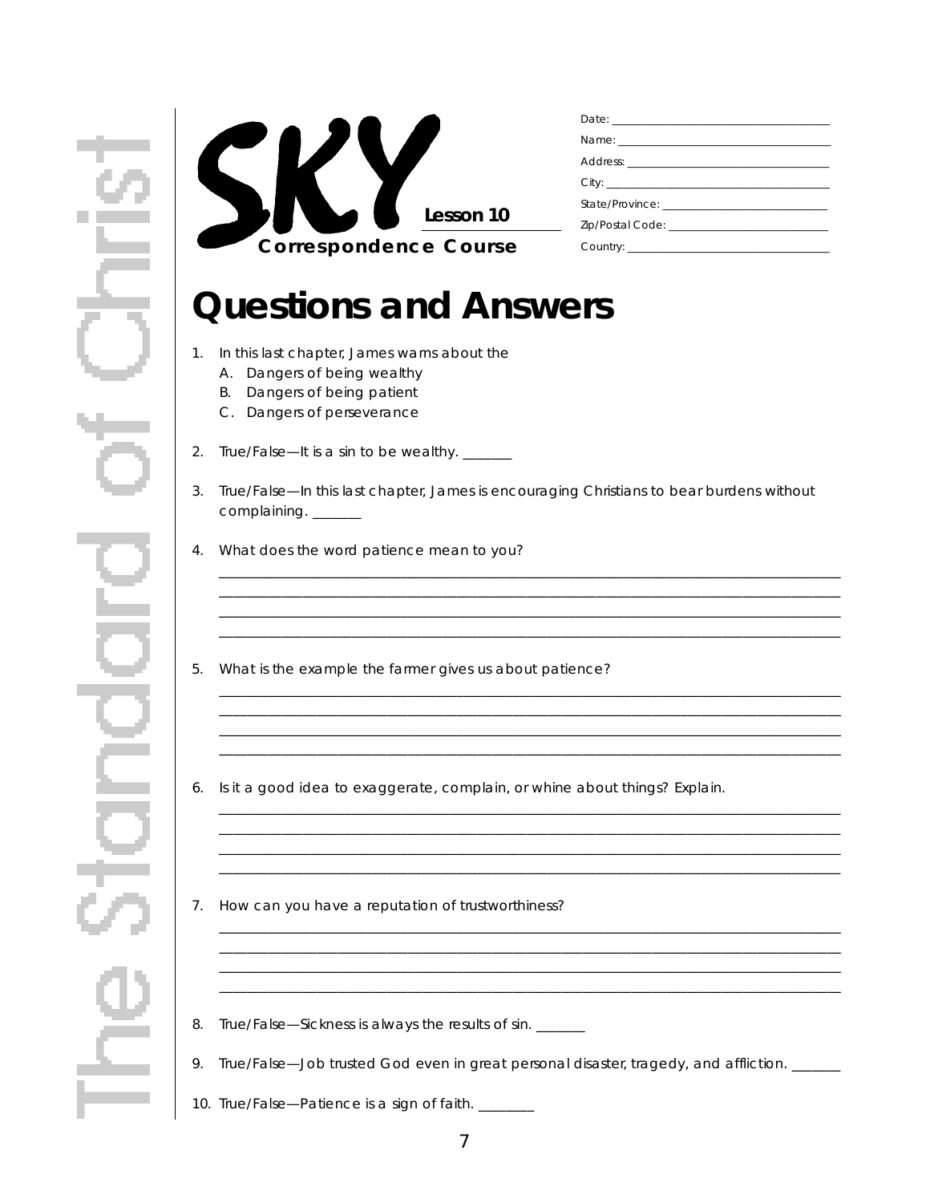# SKY

**Correspondence Course** — Lesson 10

Date: ______________________________
Name: ______________________________
Address: ______________________________
City: ______________________________
State/Province: ______________________________
Zip/Postal Code: ______________________________
Country: ______________________________

# Questions and Answers

1. In this last chapter, James warns about the
   - A. Dangers of being wealthy
   - B. Dangers of being patient
   - C. Dangers of perseverance

2. True/False—It is a sin to be wealthy. _______

3. True/False—In this last chapter, James is encouraging Christians to bear burdens without complaining. _______

4. What does the word patience mean to you?

   ______________________________________________________________________
   ______________________________________________________________________
   ______________________________________________________________________
   ______________________________________________________________________

5. What is the example the farmer gives us about patience?

   ______________________________________________________________________
   ______________________________________________________________________
   ______________________________________________________________________
   ______________________________________________________________________

6. Is it a good idea to exaggerate, complain, or whine about things? Explain.

   ______________________________________________________________________
   ______________________________________________________________________
   ______________________________________________________________________
   ______________________________________________________________________

7. How can you have a reputation of trustworthiness?

   ______________________________________________________________________
   ______________________________________________________________________
   ______________________________________________________________________
   ______________________________________________________________________

8. True/False—Sickness is always the results of sin. _______

9. True/False—Job trusted God even in great personal disaster, tragedy, and affliction. _______

10. True/False—Patience is a sign of faith. ________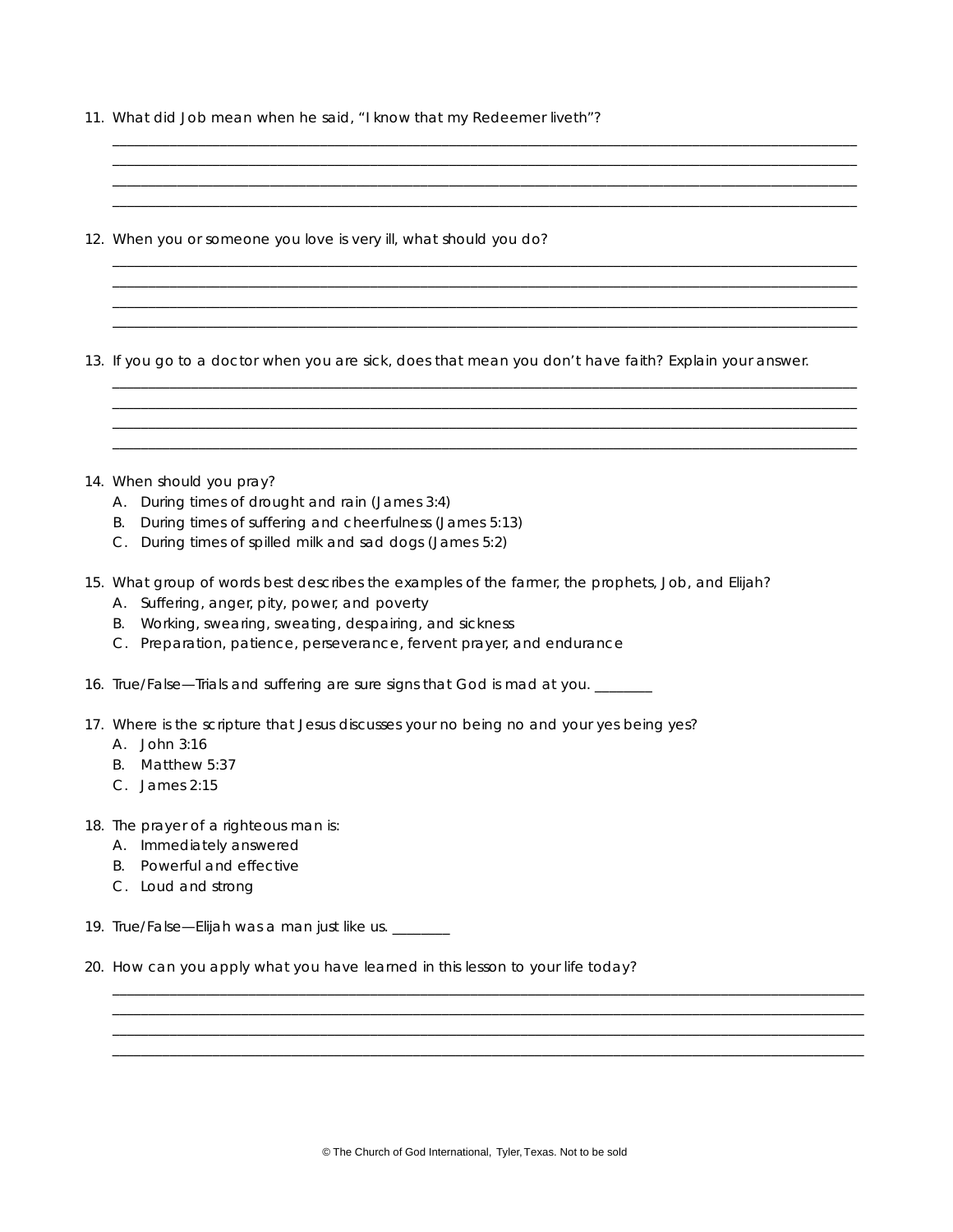11. What did Job mean when he said, "I know that my Redeemer liveth"?

____________________________________________________________________________________________
____________________________________________________________________________________________
____________________________________________________________________________________________
____________________________________________________________________________________________

12. When you or someone you love is very ill, what should you do?

____________________________________________________________________________________________
____________________________________________________________________________________________
____________________________________________________________________________________________
____________________________________________________________________________________________

13. If you go to a doctor when you are sick, does that mean you don't have faith? Explain your answer.

____________________________________________________________________________________________
____________________________________________________________________________________________
____________________________________________________________________________________________
____________________________________________________________________________________________

14. When should you pray?
    A. During times of drought and rain (James 3:4)
    B. During times of suffering and cheerfulness (James 5:13)
    C. During times of spilled milk and sad dogs (James 5:2)

15. What group of words best describes the examples of the farmer, the prophets, Job, and Elijah?
    A. Suffering, anger, pity, power, and poverty
    B. Working, swearing, sweating, despairing, and sickness
    C. Preparation, patience, perseverance, fervent prayer, and endurance

16. True/False—Trials and suffering are sure signs that God is mad at you. ________

17. Where is the scripture that Jesus discusses your no being no and your yes being yes?
    A. John 3:16
    B. Matthew 5:37
    C. James 2:15

18. The prayer of a righteous man is:
    A. Immediately answered
    B. Powerful and effective
    C. Loud and strong

19. True/False—Elijah was a man just like us. ________

20. How can you apply what you have learned in this lesson to your life today?

____________________________________________________________________________________________
____________________________________________________________________________________________
____________________________________________________________________________________________
____________________________________________________________________________________________

© The Church of God International, Tyler, Texas. Not to be sold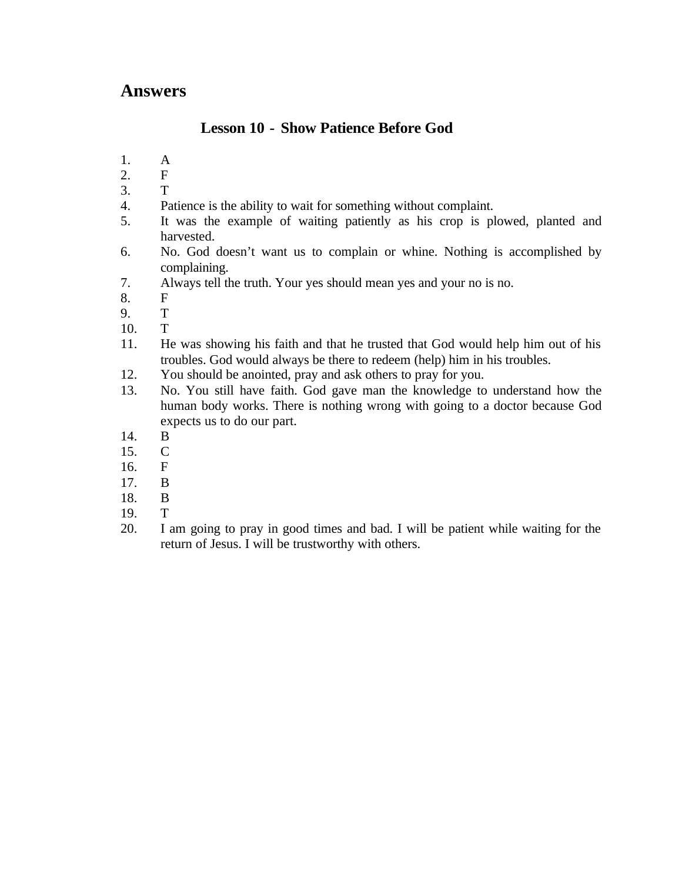# Answers

## Lesson 10 - Show Patience Before God

1. A
2. F
3. T
4. Patience is the ability to wait for something without complaint.
5. It was the example of waiting patiently as his crop is plowed, planted and harvested.
6. No. God doesn't want us to complain or whine. Nothing is accomplished by complaining.
7. Always tell the truth. Your yes should mean yes and your no is no.
8. F
9. T
10. T
11. He was showing his faith and that he trusted that God would help him out of his troubles. God would always be there to redeem (help) him in his troubles.
12. You should be anointed, pray and ask others to pray for you.
13. No. You still have faith. God gave man the knowledge to understand how the human body works. There is nothing wrong with going to a doctor because God expects us to do our part.
14. B
15. C
16. F
17. B
18. B
19. T
20. I am going to pray in good times and bad. I will be patient while waiting for the return of Jesus. I will be trustworthy with others.